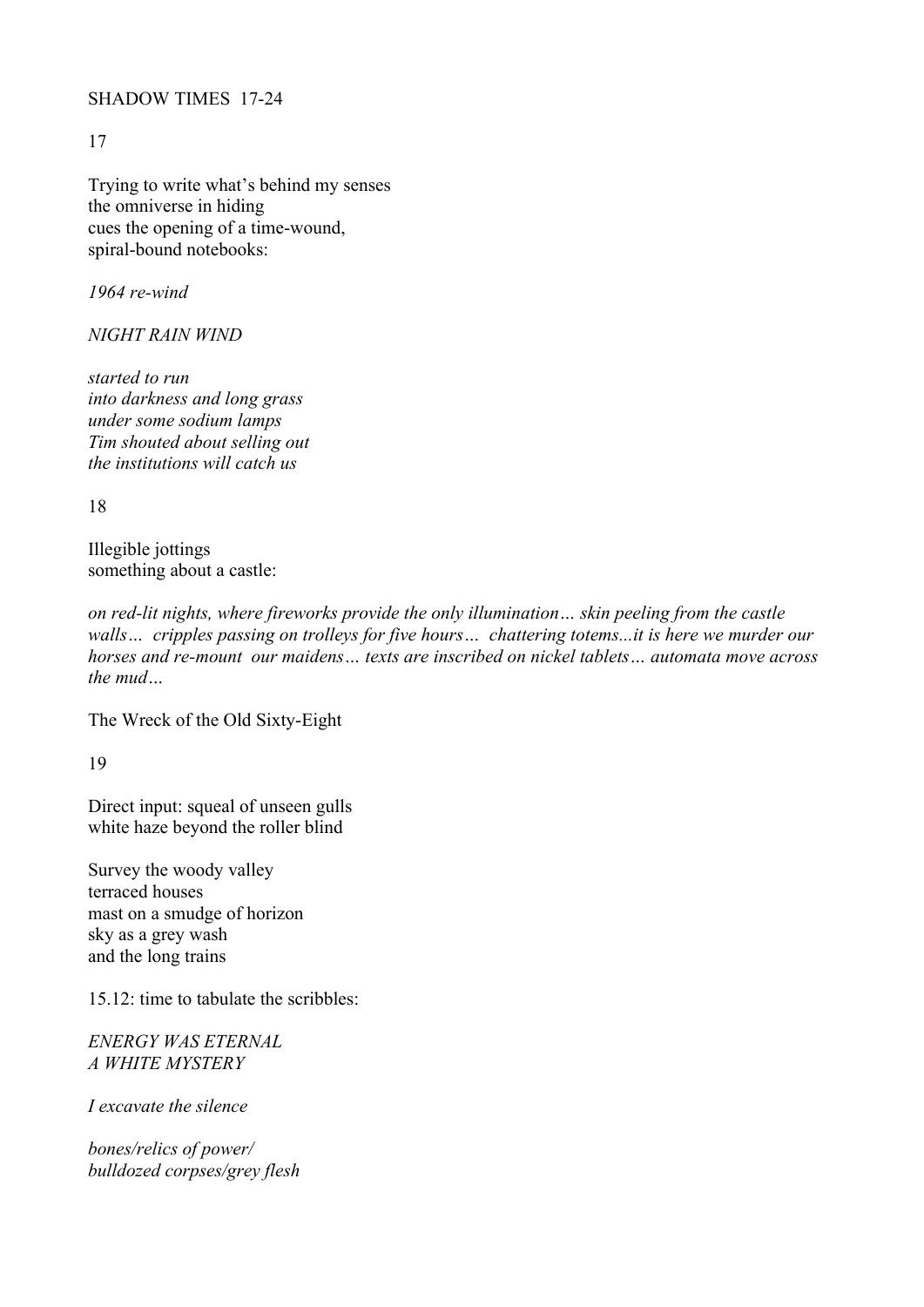SHADOW TIMES 17-24

17

Trying to write what's behind my senses
the omniverse in hiding
cues the opening of a time-wound,
spiral-bound notebooks:

*1964 re-wind*

*NIGHT RAIN WIND*

*started to run*
*into darkness and long grass*
*under some sodium lamps*
*Tim shouted about selling out*
*the institutions will catch us*

18

Illegible jottings
something about a castle:

*on red-lit nights, where fireworks provide the only illumination… skin peeling from the castle walls… cripples passing on trolleys for five hours… chattering totems...it is here we murder our horses and re-mount our maidens… texts are inscribed on nickel tablets… automata move across the mud…*

The Wreck of the Old Sixty-Eight

19

Direct input: squeal of unseen gulls
white haze beyond the roller blind

Survey the woody valley
terraced houses
mast on a smudge of horizon
sky as a grey wash
and the long trains

15.12: time to tabulate the scribbles:

*ENERGY WAS ETERNAL*
*A WHITE MYSTERY*

*I excavate the silence*

*bones/relics of power/*
*bulldozed corpses/grey flesh*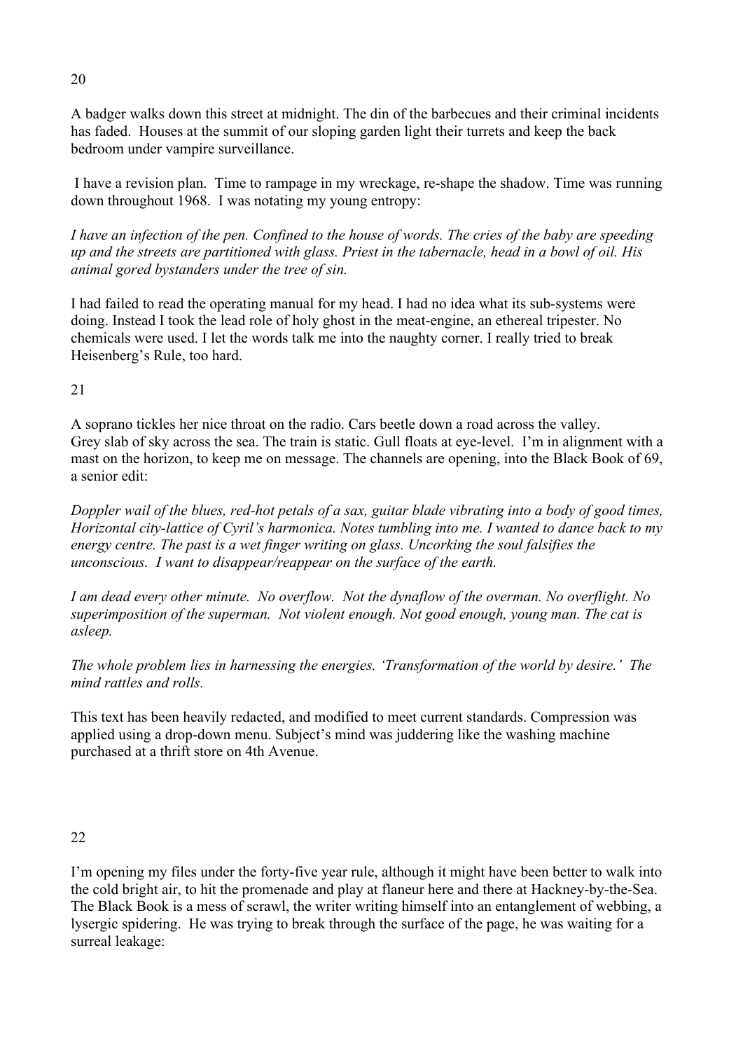20

A badger walks down this street at midnight. The din of the barbecues and their criminal incidents has faded. Houses at the summit of our sloping garden light their turrets and keep the back bedroom under vampire surveillance.

I have a revision plan. Time to rampage in my wreckage, re-shape the shadow. Time was running down throughout 1968. I was notating my young entropy:

*I have an infection of the pen. Confined to the house of words. The cries of the baby are speeding up and the streets are partitioned with glass. Priest in the tabernacle, head in a bowl of oil. His animal gored bystanders under the tree of sin.*

I had failed to read the operating manual for my head. I had no idea what its sub-systems were doing. Instead I took the lead role of holy ghost in the meat-engine, an ethereal tripester. No chemicals were used. I let the words talk me into the naughty corner. I really tried to break Heisenberg's Rule, too hard.

21

A soprano tickles her nice throat on the radio. Cars beetle down a road across the valley. Grey slab of sky across the sea. The train is static. Gull floats at eye-level. I'm in alignment with a mast on the horizon, to keep me on message. The channels are opening, into the Black Book of 69, a senior edit:

*Doppler wail of the blues, red-hot petals of a sax, guitar blade vibrating into a body of good times, Horizontal city-lattice of Cyril's harmonica. Notes tumbling into me. I wanted to dance back to my energy centre. The past is a wet finger writing on glass. Uncorking the soul falsifies the unconscious. I want to disappear/reappear on the surface of the earth.*

*I am dead every other minute. No overflow. Not the dynaflow of the overman. No overflight. No superimposition of the superman. Not violent enough. Not good enough, young man. The cat is asleep.*

*The whole problem lies in harnessing the energies. 'Transformation of the world by desire.' The mind rattles and rolls.*

This text has been heavily redacted, and modified to meet current standards. Compression was applied using a drop-down menu. Subject's mind was juddering like the washing machine purchased at a thrift store on 4th Avenue.

22

I'm opening my files under the forty-five year rule, although it might have been better to walk into the cold bright air, to hit the promenade and play at flaneur here and there at Hackney-by-the-Sea. The Black Book is a mess of scrawl, the writer writing himself into an entanglement of webbing, a lysergic spidering. He was trying to break through the surface of the page, he was waiting for a surreal leakage: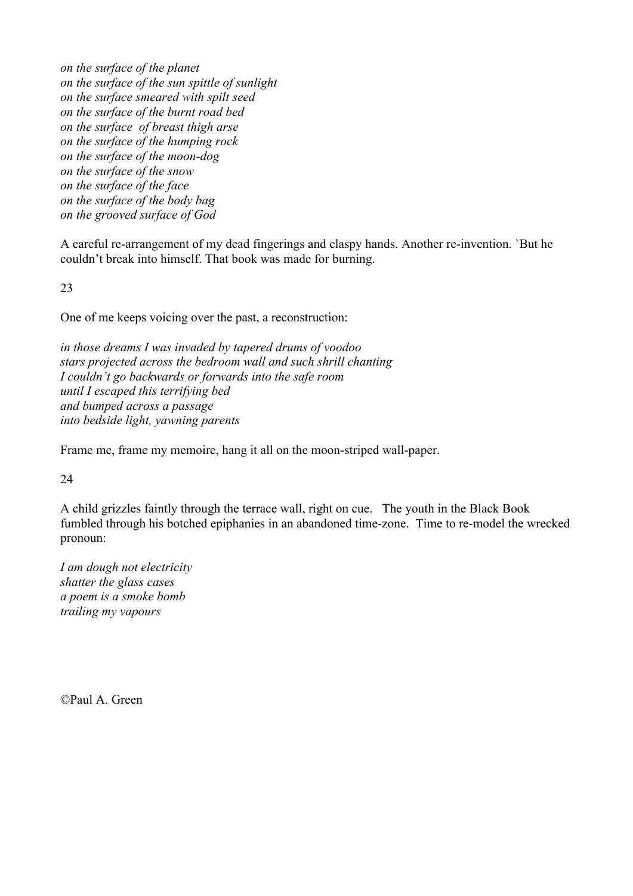*on the surface of the planet*
*on the surface of the sun spittle of sunlight*
*on the surface smeared with spilt seed*
*on the surface of the burnt road bed*
*on the surface  of breast thigh arse*
*on the surface of the humping rock*
*on the surface of the moon-dog*
*on the surface of the snow*
*on the surface of the face*
*on the surface of the body bag*
*on the grooved surface of God*

A careful re-arrangement of my dead fingerings and claspy hands. Another re-invention. `But he couldn't break into himself. That book was made for burning.

23

One of me keeps voicing over the past, a reconstruction:

*in those dreams I was invaded by tapered drums of voodoo*
*stars projected across the bedroom wall and such shrill chanting*
*I couldn't go backwards or forwards into the safe room*
*until I escaped this terrifying bed*
*and bumped across a passage*
*into bedside light, yawning parents*

Frame me, frame my memoire, hang it all on the moon-striped wall-paper.

24

A child grizzles faintly through the terrace wall, right on cue.   The youth in the Black Book fumbled through his botched epiphanies in an abandoned time-zone.  Time to re-model the wrecked pronoun:

*I am dough not electricity*
*shatter the glass cases*
*a poem is a smoke bomb*
*trailing my vapours*

©Paul A. Green